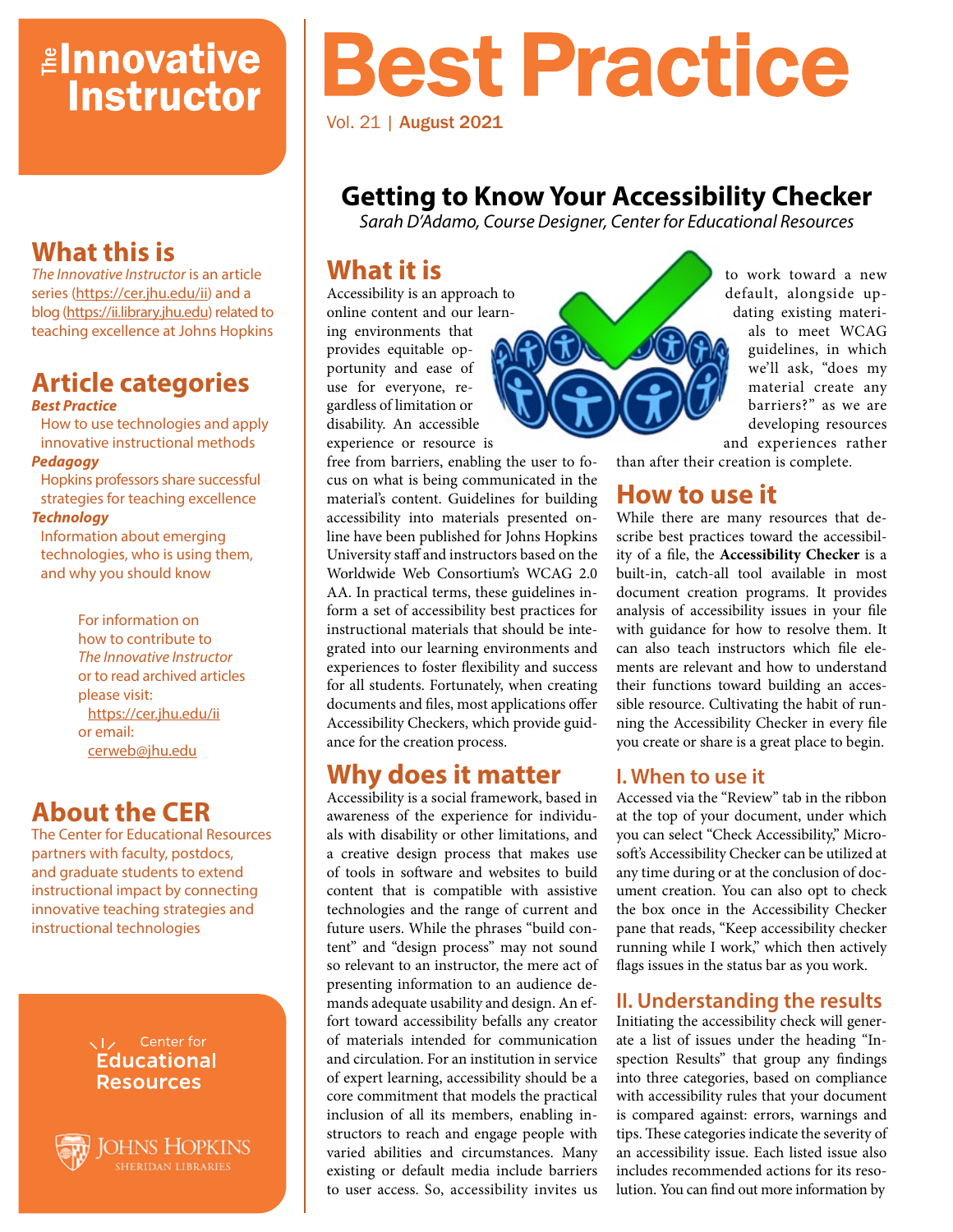# The Innovative Instructor

## What this is

*The Innovative Instructor* is an article series (https://cer.jhu.edu/ii) and a blog (https://ii.library.jhu.edu) related to teaching excellence at Johns Hopkins

## Article categories

***Best Practice***
How to use technologies and apply innovative instructional methods

***Pedagogy***
Hopkins professors share successful strategies for teaching excellence

***Technology***
Information about emerging technologies, who is using them, and why you should know

For information on how to contribute to *The Innovative Instructor* or to read archived articles please visit: https://cer.jhu.edu/ii or email: cerweb@jhu.edu

## About the CER

The Center for Educational Resources partners with faculty, postdocs, and graduate students to extend instructional impact by connecting innovative teaching strategies and instructional technologies

Center for Educational Resources

Johns Hopkins Sheridan Libraries

# Best Practice

Vol. 21 | **August 2021**

# Getting to Know Your Accessibility Checker

*Sarah D'Adamo, Course Designer, Center for Educational Resources*

## What it is

Accessibility is an approach to online content and our learning environments that provides equitable opportunity and ease of use for everyone, regardless of limitation or disability. An accessible experience or resource is free from barriers, enabling the user to focus on what is being communicated in the material's content. Guidelines for building accessibility into materials presented online have been published for Johns Hopkins University staff and instructors based on the Worldwide Web Consortium's WCAG 2.0 AA. In practical terms, these guidelines inform a set of accessibility best practices for instructional materials that should be integrated into our learning environments and experiences to foster flexibility and success for all students. Fortunately, when creating documents and files, most applications offer Accessibility Checkers, which provide guidance for the creation process.

## Why does it matter

Accessibility is a social framework, based in awareness of the experience for individuals with disability or other limitations, and a creative design process that makes use of tools in software and websites to build content that is compatible with assistive technologies and the range of current and future users. While the phrases "build content" and "design process" may not sound so relevant to an instructor, the mere act of presenting information to an audience demands adequate usability and design. An effort toward accessibility befalls any creator of materials intended for communication and circulation. For an institution in service of expert learning, accessibility should be a core commitment that models the practical inclusion of all its members, enabling instructors to reach and engage people with varied abilities and circumstances. Many existing or default media include barriers to user access. So, accessibility invites us to work toward a new default, alongside updating existing materials to meet WCAG guidelines, in which we'll ask, "does my material create any barriers?" as we are developing resources and experiences rather than after their creation is complete.

## How to use it

While there are many resources that describe best practices toward the accessibility of a file, the **Accessibility Checker** is a built-in, catch-all tool available in most document creation programs. It provides analysis of accessibility issues in your file with guidance for how to resolve them. It can also teach instructors which file elements are relevant and how to understand their functions toward building an accessible resource. Cultivating the habit of running the Accessibility Checker in every file you create or share is a great place to begin.

### I. When to use it

Accessed via the "Review" tab in the ribbon at the top of your document, under which you can select "Check Accessibility," Microsoft's Accessibility Checker can be utilized at any time during or at the conclusion of document creation. You can also opt to check the box once in the Accessibility Checker pane that reads, "Keep accessibility checker running while I work," which then actively flags issues in the status bar as you work.

### II. Understanding the results

Initiating the accessibility check will generate a list of issues under the heading "Inspection Results" that group any findings into three categories, based on compliance with accessibility rules that your document is compared against: errors, warnings and tips. These categories indicate the severity of an accessibility issue. Each listed issue also includes recommended actions for its resolution. You can find out more information by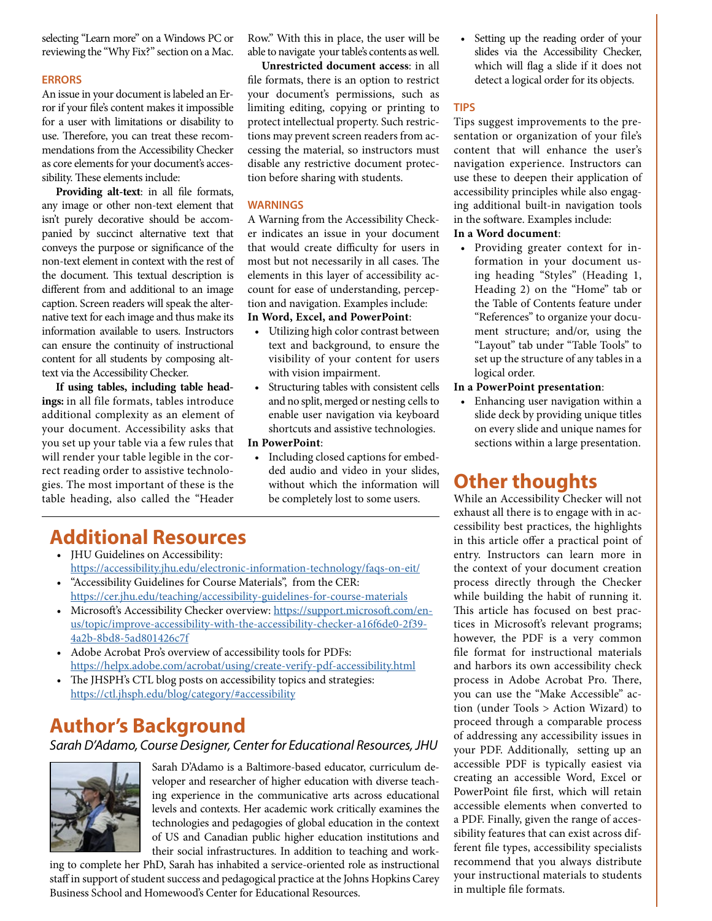selecting "Learn more" on a Windows PC or reviewing the "Why Fix?" section on a Mac.

### ERRORS

An issue in your document is labeled an Error if your file's content makes it impossible for a user with limitations or disability to use. Therefore, you can treat these recommendations from the Accessibility Checker as core elements for your document's accessibility. These elements include:

**Providing alt-text**: in all file formats, any image or other non-text element that isn't purely decorative should be accompanied by succinct alternative text that conveys the purpose or significance of the non-text element in context with the rest of the document. This textual description is different from and additional to an image caption. Screen readers will speak the alternative text for each image and thus make its information available to users. Instructors can ensure the continuity of instructional content for all students by composing alt-text via the Accessibility Checker.

**If using tables, including table headings:** in all file formats, tables introduce additional complexity as an element of your document. Accessibility asks that you set up your table via a few rules that will render your table legible in the correct reading order to assistive technologies. The most important of these is the table heading, also called the "Header Row." With this in place, the user will be able to navigate your table's contents as well.

**Unrestricted document access**: in all file formats, there is an option to restrict your document's permissions, such as limiting editing, copying or printing to protect intellectual property. Such restrictions may prevent screen readers from accessing the material, so instructors must disable any restrictive document protection before sharing with students.

### WARNINGS

A Warning from the Accessibility Checker indicates an issue in your document that would create difficulty for users in most but not necessarily in all cases. The elements in this layer of accessibility account for ease of understanding, perception and navigation. Examples include:

**In Word, Excel, and PowerPoint**:

- Utilizing high color contrast between text and background, to ensure the visibility of your content for users with vision impairment.
- Structuring tables with consistent cells and no split, merged or nesting cells to enable user navigation via keyboard shortcuts and assistive technologies.

**In PowerPoint**:

- Including closed captions for embedded audio and video in your slides, without which the information will be completely lost to some users.
- Setting up the reading order of your slides via the Accessibility Checker, which will flag a slide if it does not detect a logical order for its objects.

### TIPS

Tips suggest improvements to the presentation or organization of your file's content that will enhance the user's navigation experience. Instructors can use these to deepen their application of accessibility principles while also engaging additional built-in navigation tools in the software. Examples include:

**In a Word document**:

- Providing greater context for information in your document using heading "Styles" (Heading 1, Heading 2) on the "Home" tab or the Table of Contents feature under "References" to organize your document structure; and/or, using the "Layout" tab under "Table Tools" to set up the structure of any tables in a logical order.

**In a PowerPoint presentation**:

- Enhancing user navigation within a slide deck by providing unique titles on every slide and unique names for sections within a large presentation.

## Other thoughts

While an Accessibility Checker will not exhaust all there is to engage with in accessibility best practices, the highlights in this article offer a practical point of entry. Instructors can learn more in the context of your document creation process directly through the Checker while building the habit of running it. This article has focused on best practices in Microsoft's relevant programs; however, the PDF is a very common file format for instructional materials and harbors its own accessibility check process in Adobe Acrobat Pro. There, you can use the "Make Accessible" action (under Tools > Action Wizard) to proceed through a comparable process of addressing any accessibility issues in your PDF. Additionally, setting up an accessible PDF is typically easiest via creating an accessible Word, Excel or PowerPoint file first, which will retain accessible elements when converted to a PDF. Finally, given the range of accessibility features that can exist across different file types, accessibility specialists recommend that you always distribute your instructional materials to students in multiple file formats.

## Additional Resources

- JHU Guidelines on Accessibility: https://accessibility.jhu.edu/electronic-information-technology/faqs-on-eit/
- "Accessibility Guidelines for Course Materials", from the CER: https://cer.jhu.edu/teaching/accessibility-guidelines-for-course-materials
- Microsoft's Accessibility Checker overview: https://support.microsoft.com/en-us/topic/improve-accessibility-with-the-accessibility-checker-a16f6de0-2f39-4a2b-8bd8-5ad801426c7f
- Adobe Acrobat Pro's overview of accessibility tools for PDFs: https://helpx.adobe.com/acrobat/using/create-verify-pdf-accessibility.html
- The JHSPH's CTL blog posts on accessibility topics and strategies: https://ctl.jhsph.edu/blog/category/#accessibility

## Author's Background

*Sarah D'Adamo, Course Designer, Center for Educational Resources, JHU*

Sarah D'Adamo is a Baltimore-based educator, curriculum developer and researcher of higher education with diverse teaching experience in the communicative arts across educational levels and contexts. Her academic work critically examines the technologies and pedagogies of global education in the context of US and Canadian public higher education institutions and their social infrastructures. In addition to teaching and working to complete her PhD, Sarah has inhabited a service-oriented role as instructional staff in support of student success and pedagogical practice at the Johns Hopkins Carey Business School and Homewood's Center for Educational Resources.